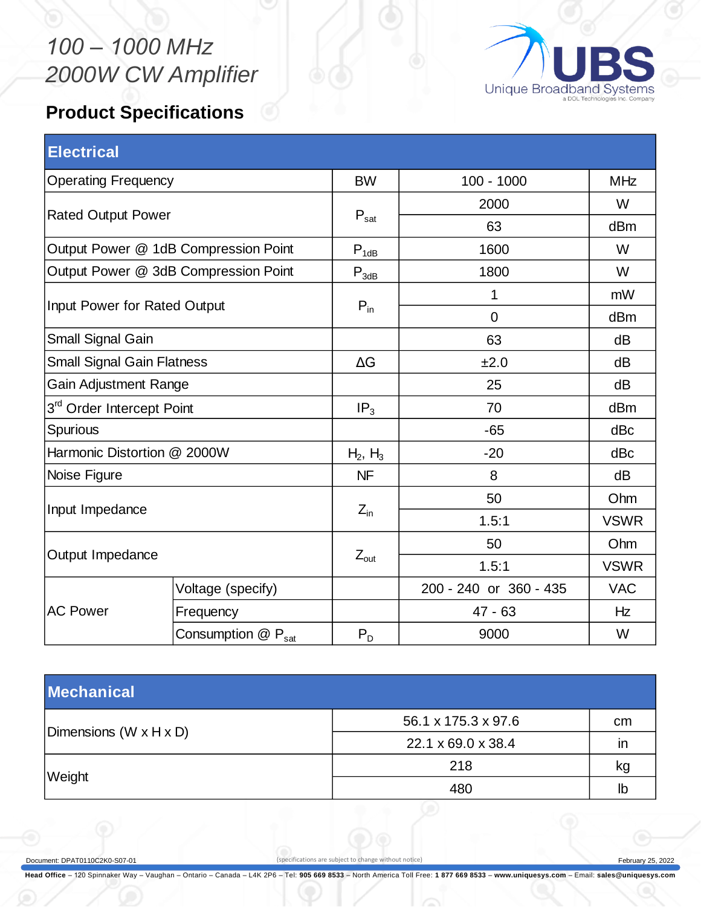# 100 – 1000 MHz 2000W CW Amplifier

Unique Broadband Systems
a DOL Technologies Inc. Company

## Product Specifications

| Electrical | | | | |
|---|---|---|---|---|
| Operating Frequency | | BW | 100 - 1000 | MHz |
| Rated Output Power | | $P_{sat}$ | 2000 | W |
| | | | 63 | dBm |
| Output Power @ 1dB Compression Point | | $P_{1dB}$ | 1600 | W |
| Output Power @ 3dB Compression Point | | $P_{3dB}$ | 1800 | W |
| Input Power for Rated Output | | $P_{in}$ | 1 | mW |
| | | | 0 | dBm |
| Small Signal Gain | | | 63 | dB |
| Small Signal Gain Flatness | | ΔG | ±2.0 | dB |
| Gain Adjustment Range | | | 25 | dB |
| $3^{rd}$ Order Intercept Point | | $IP_3$ | 70 | dBm |
| Spurious | | | -65 | dBc |
| Harmonic Distortion @ 2000W | | $H_2$, $H_3$ | -20 | dBc |
| Noise Figure | | NF | 8 | dB |
| Input Impedance | | $Z_{in}$ | 50 | Ohm |
| | | | 1.5:1 | VSWR |
| Output Impedance | | $Z_{out}$ | 50 | Ohm |
| | | | 1.5:1 | VSWR |
| AC Power | Voltage (specify) | | 200 - 240 or 360 - 435 | VAC |
| | Frequency | | 47 - 63 | Hz |
| | Consumption @ $P_{sat}$ | $P_D$ | 9000 | W |

| Mechanical | | |
|---|---|---|
| Dimensions (W x H x D) | 56.1 x 175.3 x 97.6 | cm |
| | 22.1 x 69.0 x 38.4 | in |
| Weight | 218 | kg |
| | 480 | lb |

Document: DPAT0110C2K0-S07-01 (specifications are subject to change without notice) February 25, 2022

**Head Office** – 120 Spinnaker Way – Vaughan – Ontario – Canada – L4K 2P6 – Tel: **905 669 8533** – North America Toll Free: **1 877 669 8533** – **www.uniquesys.com** – Email: **sales@uniquesys.com**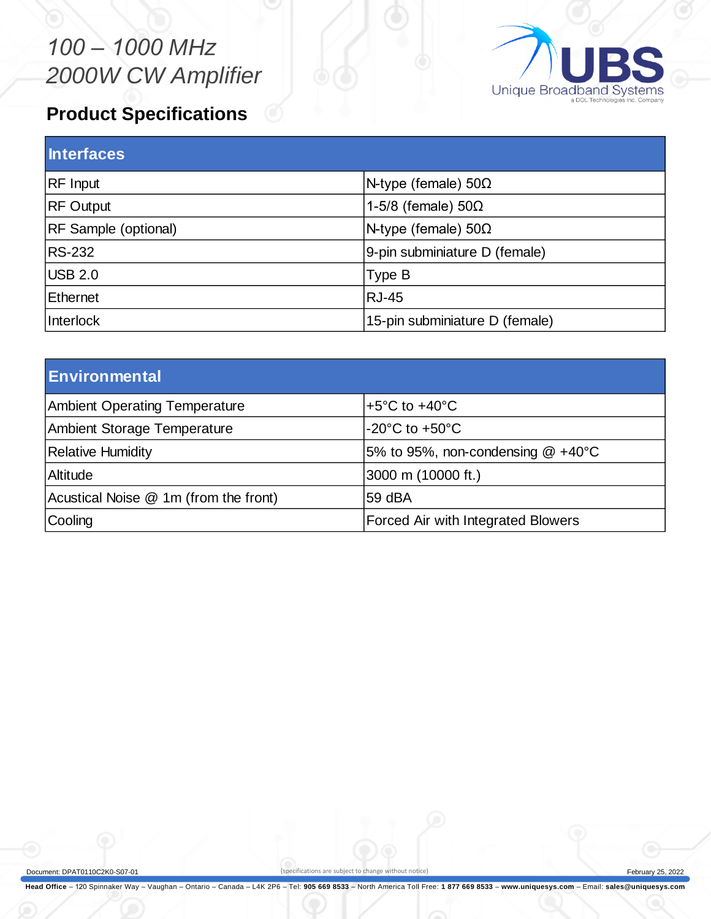# 100 – 1000 MHz 2000W CW Amplifier

## Product Specifications

| Interfaces | |
|---|---|
| RF Input | N-type (female) 50Ω |
| RF Output | 1-5/8 (female) 50Ω |
| RF Sample (optional) | N-type (female) 50Ω |
| RS-232 | 9-pin subminiature D (female) |
| USB 2.0 | Type B |
| Ethernet | RJ-45 |
| Interlock | 15-pin subminiature D (female) |

| Environmental | |
|---|---|
| Ambient Operating Temperature | +5°C to +40°C |
| Ambient Storage Temperature | -20°C to +50°C |
| Relative Humidity | 5% to 95%, non-condensing @ +40°C |
| Altitude | 3000 m (10000 ft.) |
| Acustical Noise @ 1m (from the front) | 59 dBA |
| Cooling | Forced Air with Integrated Blowers |